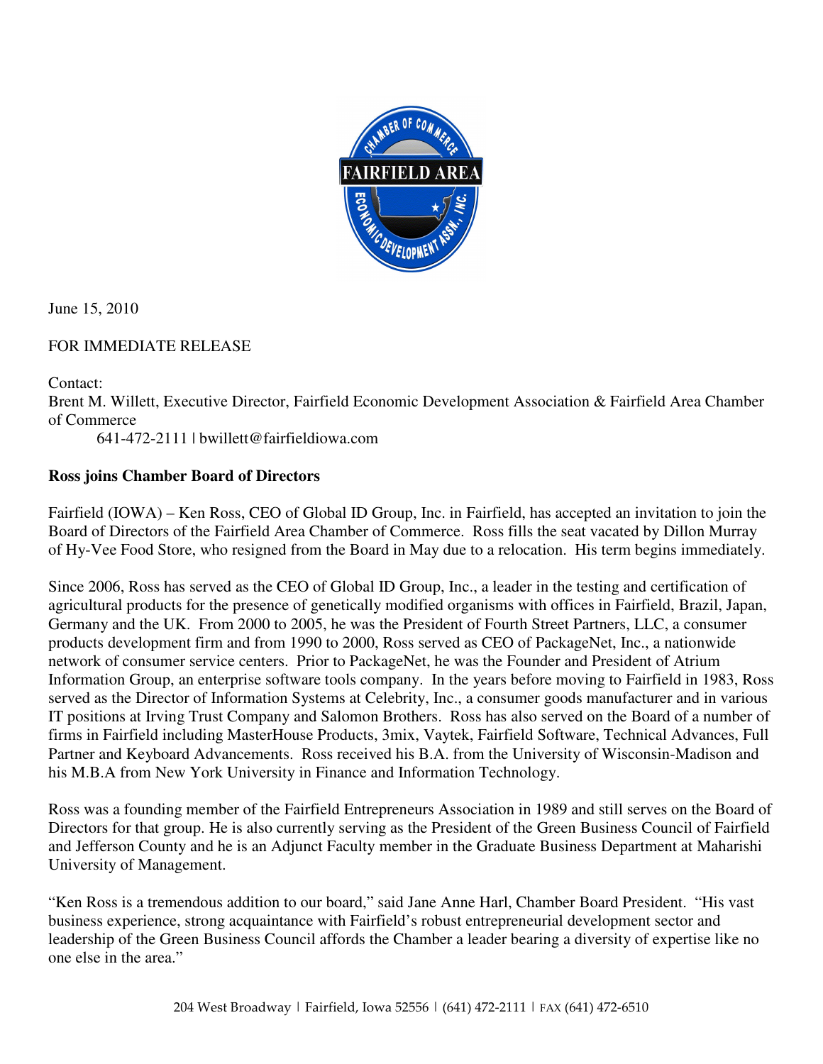June 15, 2010

FOR IMMEDIATE RELEASE

Contact:
Brent M. Willett, Executive Director, Fairfield Economic Development Association & Fairfield Area Chamber of Commerce
641-472-2111 | bwillett@fairfieldiowa.com

**Ross joins Chamber Board of Directors**

Fairfield (IOWA) – Ken Ross, CEO of Global ID Group, Inc. in Fairfield, has accepted an invitation to join the Board of Directors of the Fairfield Area Chamber of Commerce. Ross fills the seat vacated by Dillon Murray of Hy-Vee Food Store, who resigned from the Board in May due to a relocation. His term begins immediately.

Since 2006, Ross has served as the CEO of Global ID Group, Inc., a leader in the testing and certification of agricultural products for the presence of genetically modified organisms with offices in Fairfield, Brazil, Japan, Germany and the UK. From 2000 to 2005, he was the President of Fourth Street Partners, LLC, a consumer products development firm and from 1990 to 2000, Ross served as CEO of PackageNet, Inc., a nationwide network of consumer service centers. Prior to PackageNet, he was the Founder and President of Atrium Information Group, an enterprise software tools company. In the years before moving to Fairfield in 1983, Ross served as the Director of Information Systems at Celebrity, Inc., a consumer goods manufacturer and in various IT positions at Irving Trust Company and Salomon Brothers. Ross has also served on the Board of a number of firms in Fairfield including MasterHouse Products, 3mix, Vaytek, Fairfield Software, Technical Advances, Full Partner and Keyboard Advancements. Ross received his B.A. from the University of Wisconsin-Madison and his M.B.A from New York University in Finance and Information Technology.

Ross was a founding member of the Fairfield Entrepreneurs Association in 1989 and still serves on the Board of Directors for that group. He is also currently serving as the President of the Green Business Council of Fairfield and Jefferson County and he is an Adjunct Faculty member in the Graduate Business Department at Maharishi University of Management.

"Ken Ross is a tremendous addition to our board," said Jane Anne Harl, Chamber Board President. "His vast business experience, strong acquaintance with Fairfield's robust entrepreneurial development sector and leadership of the Green Business Council affords the Chamber a leader bearing a diversity of expertise like no one else in the area."

204 West Broadway | Fairfield, Iowa 52556 | (641) 472-2111 | FAX (641) 472-6510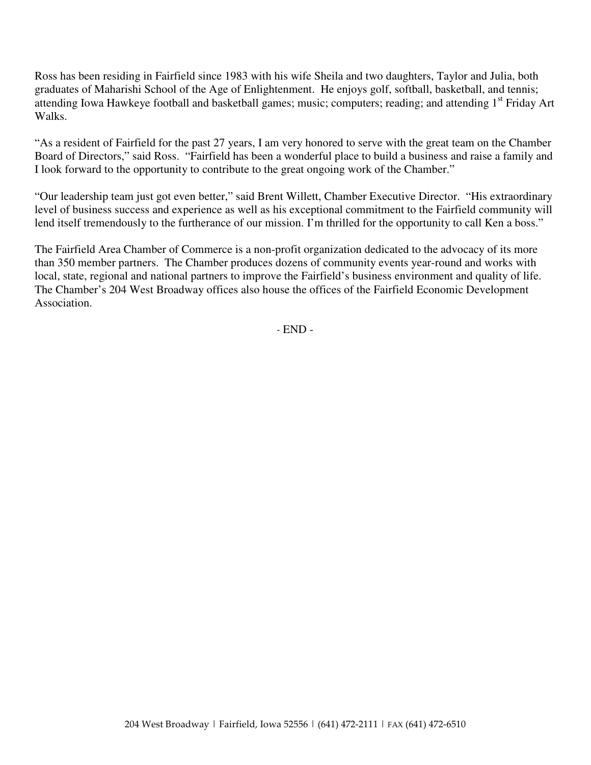Ross has been residing in Fairfield since 1983 with his wife Sheila and two daughters, Taylor and Julia, both graduates of Maharishi School of the Age of Enlightenment. He enjoys golf, softball, basketball, and tennis; attending Iowa Hawkeye football and basketball games; music; computers; reading; and attending 1st Friday Art Walks.

"As a resident of Fairfield for the past 27 years, I am very honored to serve with the great team on the Chamber Board of Directors," said Ross. "Fairfield has been a wonderful place to build a business and raise a family and I look forward to the opportunity to contribute to the great ongoing work of the Chamber."

"Our leadership team just got even better," said Brent Willett, Chamber Executive Director. "His extraordinary level of business success and experience as well as his exceptional commitment to the Fairfield community will lend itself tremendously to the furtherance of our mission. I'm thrilled for the opportunity to call Ken a boss."

The Fairfield Area Chamber of Commerce is a non-profit organization dedicated to the advocacy of its more than 350 member partners. The Chamber produces dozens of community events year-round and works with local, state, regional and national partners to improve the Fairfield's business environment and quality of life. The Chamber's 204 West Broadway offices also house the offices of the Fairfield Economic Development Association.

- END -